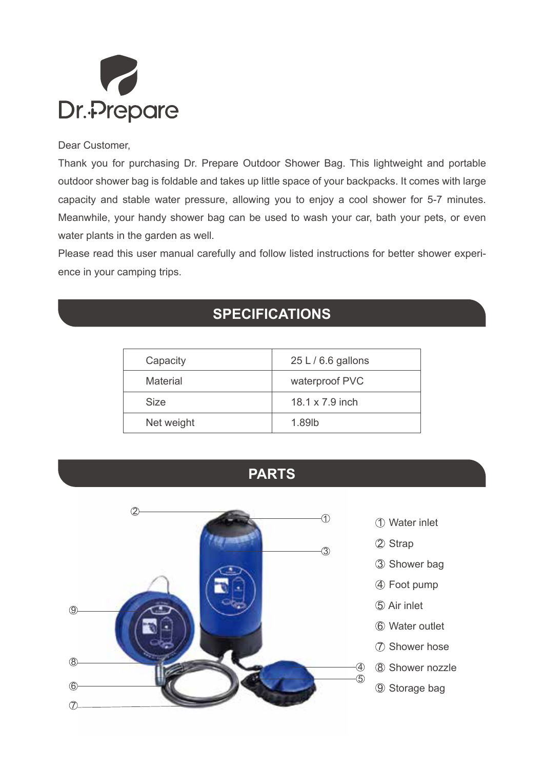Dr.Prepare

Dear Customer,

Thank you for purchasing Dr. Prepare Outdoor Shower Bag. This lightweight and portable outdoor shower bag is foldable and takes up little space of your backpacks. It comes with large capacity and stable water pressure, allowing you to enjoy a cool shower for 5-7 minutes. Meanwhile, your handy shower bag can be used to wash your car, bath your pets, or even water plants in the garden as well.

Please read this user manual carefully and follow listed instructions for better shower experience in your camping trips.

## SPECIFICATIONS

| | |
|---|---|
| Capacity | 25 L / 6.6 gallons |
| Material | waterproof PVC |
| Size | 18.1 x 7.9 inch |
| Net weight | 1.89lb |

## PARTS

① Water inlet
② Strap
③ Shower bag
④ Foot pump
⑤ Air inlet
⑥ Water outlet
⑦ Shower hose
⑧ Shower nozzle
⑨ Storage bag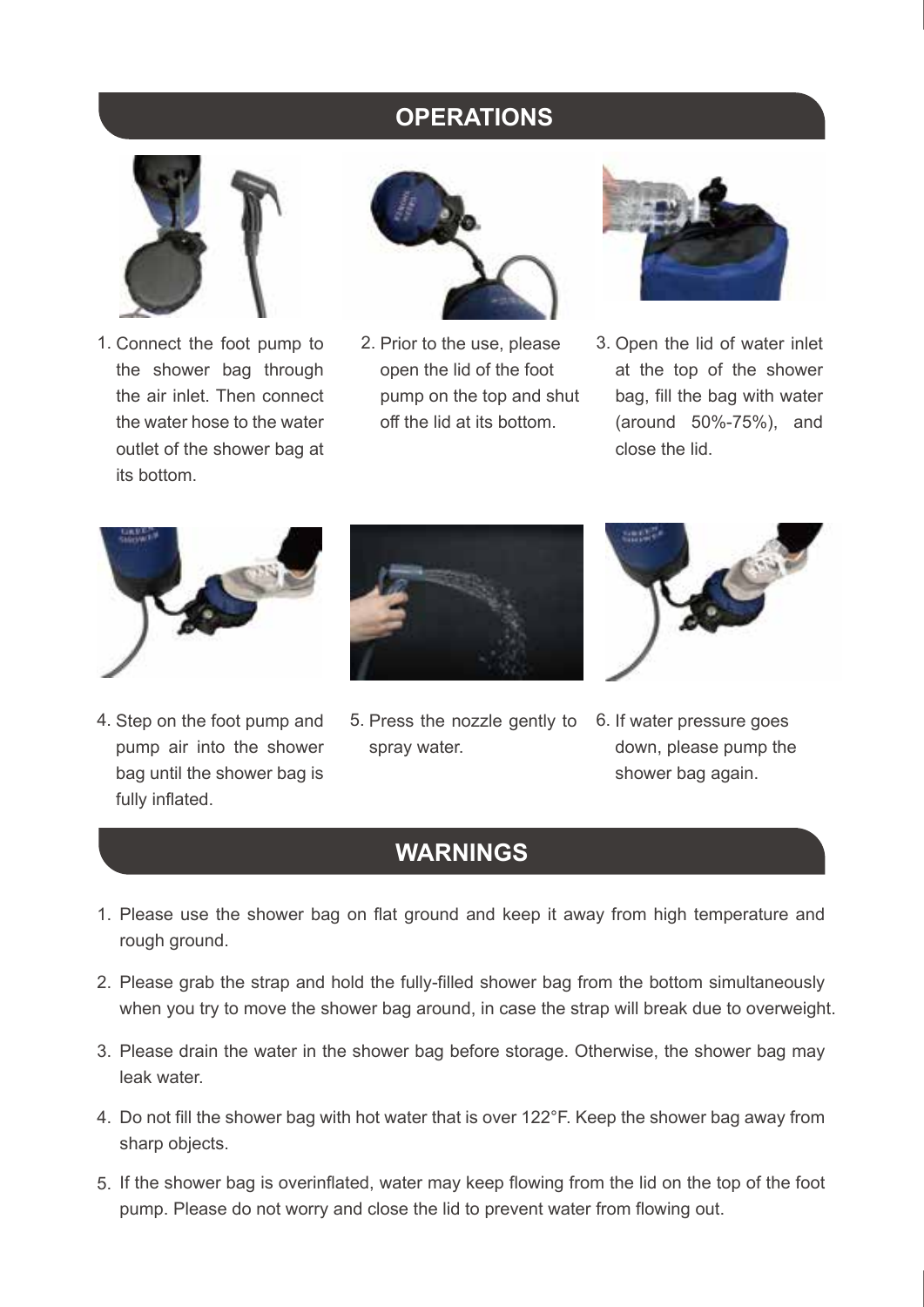## OPERATIONS

1. Connect the foot pump to the shower bag through the air inlet. Then connect the water hose to the water outlet of the shower bag at its bottom.
2. Prior to the use, please open the lid of the foot pump on the top and shut off the lid at its bottom.
3. Open the lid of water inlet at the top of the shower bag, fill the bag with water (around 50%-75%), and close the lid.
4. Step on the foot pump and pump air into the shower bag until the shower bag is fully inflated.
5. Press the nozzle gently to spray water.
6. If water pressure goes down, please pump the shower bag again.

## WARNINGS

1. Please use the shower bag on flat ground and keep it away from high temperature and rough ground.
2. Please grab the strap and hold the fully-filled shower bag from the bottom simultaneously when you try to move the shower bag around, in case the strap will break due to overweight.
3. Please drain the water in the shower bag before storage. Otherwise, the shower bag may leak water.
4. Do not fill the shower bag with hot water that is over 122°F. Keep the shower bag away from sharp objects.
5. If the shower bag is overinflated, water may keep flowing from the lid on the top of the foot pump. Please do not worry and close the lid to prevent water from flowing out.